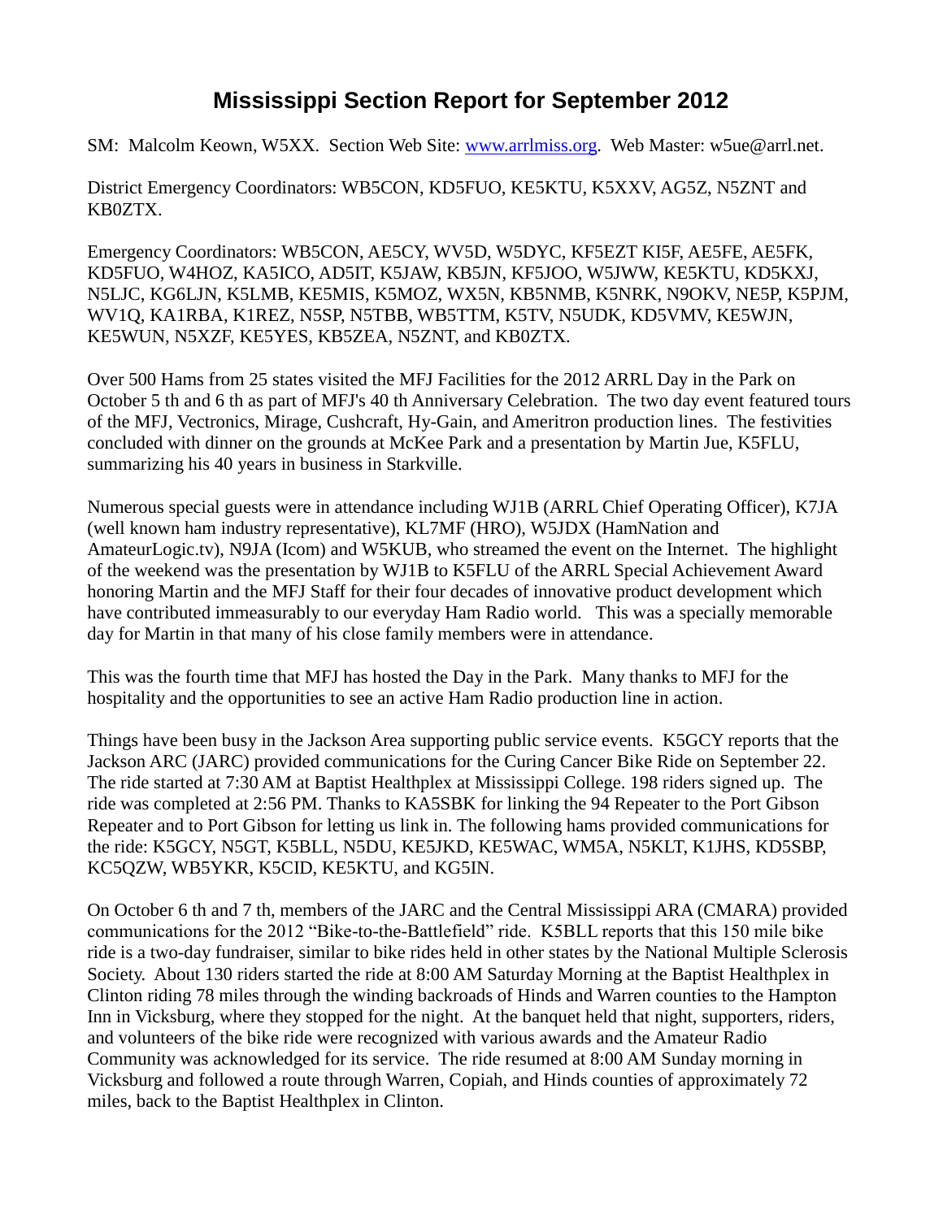# Mississippi Section Report for September 2012

SM: Malcolm Keown, W5XX. Section Web Site: www.arrlmiss.org. Web Master: w5ue@arrl.net.

District Emergency Coordinators: WB5CON, KD5FUO, KE5KTU, K5XXV, AG5Z, N5ZNT and KB0ZTX.

Emergency Coordinators: WB5CON, AE5CY, WV5D, W5DYC, KF5EZT KI5F, AE5FE, AE5FK, KD5FUO, W4HOZ, KA5ICO, AD5IT, K5JAW, KB5JN, KF5JOO, W5JWW, KE5KTU, KD5KXJ, N5LJC, KG6LJN, K5LMB, KE5MIS, K5MOZ, WX5N, KB5NMB, K5NRK, N9OKV, NE5P, K5PJM, WV1Q, KA1RBA, K1REZ, N5SP, N5TBB, WB5TTM, K5TV, N5UDK, KD5VMV, KE5WJN, KE5WUN, N5XZF, KE5YES, KB5ZEA, N5ZNT, and KB0ZTX.

Over 500 Hams from 25 states visited the MFJ Facilities for the 2012 ARRL Day in the Park on October 5 th and 6 th as part of MFJ's 40 th Anniversary Celebration. The two day event featured tours of the MFJ, Vectronics, Mirage, Cushcraft, Hy-Gain, and Ameritron production lines. The festivities concluded with dinner on the grounds at McKee Park and a presentation by Martin Jue, K5FLU, summarizing his 40 years in business in Starkville.

Numerous special guests were in attendance including WJ1B (ARRL Chief Operating Officer), K7JA (well known ham industry representative), KL7MF (HRO), W5JDX (HamNation and AmateurLogic.tv), N9JA (Icom) and W5KUB, who streamed the event on the Internet. The highlight of the weekend was the presentation by WJ1B to K5FLU of the ARRL Special Achievement Award honoring Martin and the MFJ Staff for their four decades of innovative product development which have contributed immeasurably to our everyday Ham Radio world. This was a specially memorable day for Martin in that many of his close family members were in attendance.

This was the fourth time that MFJ has hosted the Day in the Park. Many thanks to MFJ for the hospitality and the opportunities to see an active Ham Radio production line in action.

Things have been busy in the Jackson Area supporting public service events. K5GCY reports that the Jackson ARC (JARC) provided communications for the Curing Cancer Bike Ride on September 22. The ride started at 7:30 AM at Baptist Healthplex at Mississippi College. 198 riders signed up. The ride was completed at 2:56 PM. Thanks to KA5SBK for linking the 94 Repeater to the Port Gibson Repeater and to Port Gibson for letting us link in. The following hams provided communications for the ride: K5GCY, N5GT, K5BLL, N5DU, KE5JKD, KE5WAC, WM5A, N5KLT, K1JHS, KD5SBP, KC5QZW, WB5YKR, K5CID, KE5KTU, and KG5IN.

On October 6 th and 7 th, members of the JARC and the Central Mississippi ARA (CMARA) provided communications for the 2012 "Bike-to-the-Battlefield" ride. K5BLL reports that this 150 mile bike ride is a two-day fundraiser, similar to bike rides held in other states by the National Multiple Sclerosis Society. About 130 riders started the ride at 8:00 AM Saturday Morning at the Baptist Healthplex in Clinton riding 78 miles through the winding backroads of Hinds and Warren counties to the Hampton Inn in Vicksburg, where they stopped for the night. At the banquet held that night, supporters, riders, and volunteers of the bike ride were recognized with various awards and the Amateur Radio Community was acknowledged for its service. The ride resumed at 8:00 AM Sunday morning in Vicksburg and followed a route through Warren, Copiah, and Hinds counties of approximately 72 miles, back to the Baptist Healthplex in Clinton.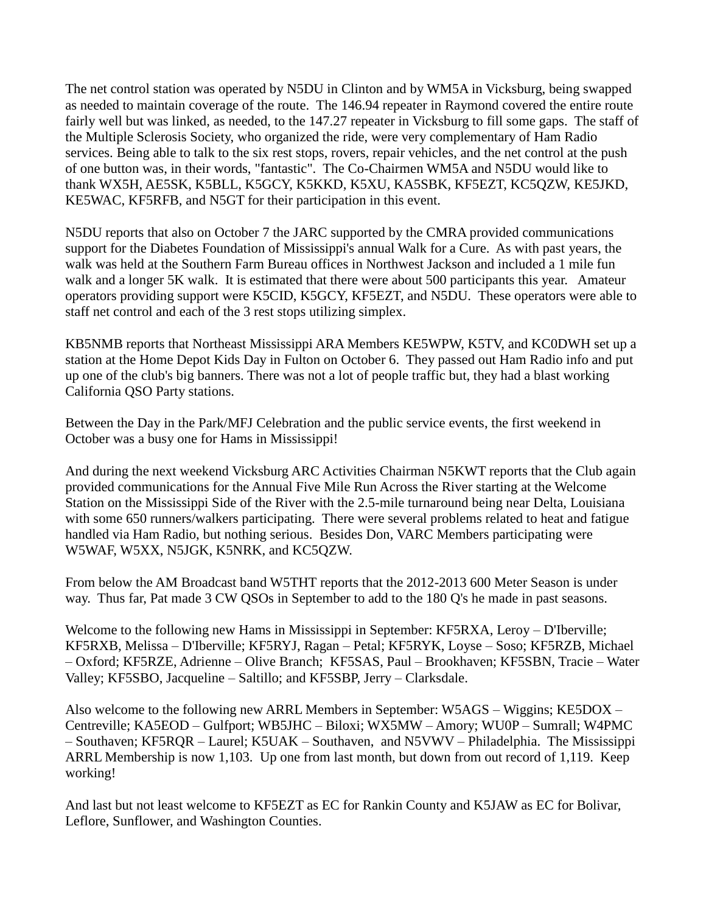The net control station was operated by N5DU in Clinton and by WM5A in Vicksburg, being swapped as needed to maintain coverage of the route. The 146.94 repeater in Raymond covered the entire route fairly well but was linked, as needed, to the 147.27 repeater in Vicksburg to fill some gaps. The staff of the Multiple Sclerosis Society, who organized the ride, were very complementary of Ham Radio services. Being able to talk to the six rest stops, rovers, repair vehicles, and the net control at the push of one button was, in their words, "fantastic". The Co-Chairmen WM5A and N5DU would like to thank WX5H, AE5SK, K5BLL, K5GCY, K5KKD, K5XU, KA5SBK, KF5EZT, KC5QZW, KE5JKD, KE5WAC, KF5RFB, and N5GT for their participation in this event.

N5DU reports that also on October 7 the JARC supported by the CMRA provided communications support for the Diabetes Foundation of Mississippi's annual Walk for a Cure. As with past years, the walk was held at the Southern Farm Bureau offices in Northwest Jackson and included a 1 mile fun walk and a longer 5K walk. It is estimated that there were about 500 participants this year. Amateur operators providing support were K5CID, K5GCY, KF5EZT, and N5DU. These operators were able to staff net control and each of the 3 rest stops utilizing simplex.

KB5NMB reports that Northeast Mississippi ARA Members KE5WPW, K5TV, and KC0DWH set up a station at the Home Depot Kids Day in Fulton on October 6. They passed out Ham Radio info and put up one of the club's big banners. There was not a lot of people traffic but, they had a blast working California QSO Party stations.

Between the Day in the Park/MFJ Celebration and the public service events, the first weekend in October was a busy one for Hams in Mississippi!

And during the next weekend Vicksburg ARC Activities Chairman N5KWT reports that the Club again provided communications for the Annual Five Mile Run Across the River starting at the Welcome Station on the Mississippi Side of the River with the 2.5-mile turnaround being near Delta, Louisiana with some 650 runners/walkers participating. There were several problems related to heat and fatigue handled via Ham Radio, but nothing serious. Besides Don, VARC Members participating were W5WAF, W5XX, N5JGK, K5NRK, and KC5QZW.

From below the AM Broadcast band W5THT reports that the 2012-2013 600 Meter Season is under way. Thus far, Pat made 3 CW QSOs in September to add to the 180 Q's he made in past seasons.

Welcome to the following new Hams in Mississippi in September: KF5RXA, Leroy – D'Iberville; KF5RXB, Melissa – D'Iberville; KF5RYJ, Ragan – Petal; KF5RYK, Loyse – Soso; KF5RZB, Michael – Oxford; KF5RZE, Adrienne – Olive Branch; KF5SAS, Paul – Brookhaven; KF5SBN, Tracie – Water Valley; KF5SBO, Jacqueline – Saltillo; and KF5SBP, Jerry – Clarksdale.

Also welcome to the following new ARRL Members in September: W5AGS – Wiggins; KE5DOX – Centreville; KA5EOD – Gulfport; WB5JHC – Biloxi; WX5MW – Amory; WU0P – Sumrall; W4PMC – Southaven; KF5RQR – Laurel; K5UAK – Southaven, and N5VWV – Philadelphia. The Mississippi ARRL Membership is now 1,103. Up one from last month, but down from out record of 1,119. Keep working!

And last but not least welcome to KF5EZT as EC for Rankin County and K5JAW as EC for Bolivar, Leflore, Sunflower, and Washington Counties.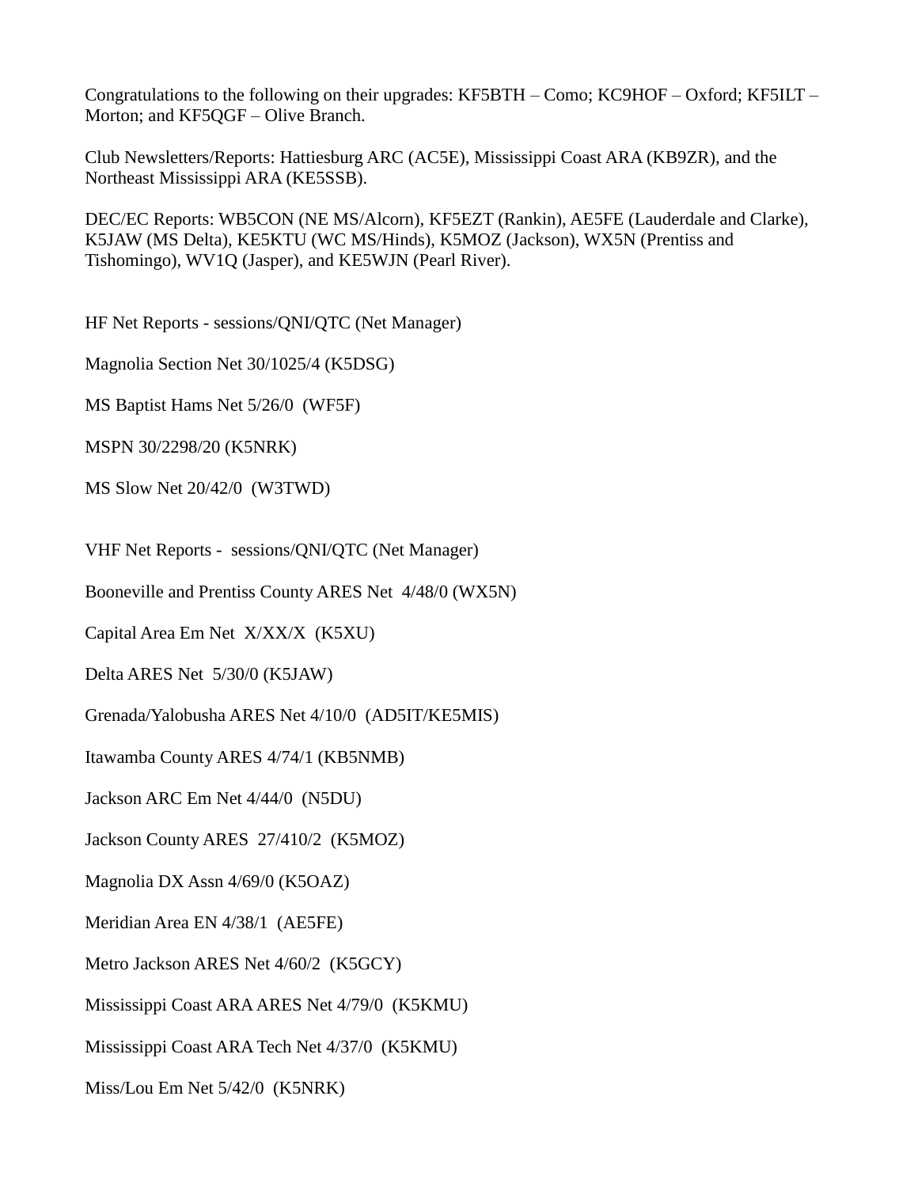Congratulations to the following on their upgrades: KF5BTH – Como; KC9HOF – Oxford; KF5ILT – Morton; and KF5QGF – Olive Branch.

Club Newsletters/Reports: Hattiesburg ARC (AC5E), Mississippi Coast ARA (KB9ZR), and the Northeast Mississippi ARA (KE5SSB).

DEC/EC Reports: WB5CON (NE MS/Alcorn), KF5EZT (Rankin), AE5FE (Lauderdale and Clarke), K5JAW (MS Delta), KE5KTU (WC MS/Hinds), K5MOZ (Jackson), WX5N (Prentiss and Tishomingo), WV1Q (Jasper), and KE5WJN (Pearl River).

HF Net Reports - sessions/QNI/QTC (Net Manager)

Magnolia Section Net 30/1025/4 (K5DSG)

MS Baptist Hams Net 5/26/0 (WF5F)

MSPN 30/2298/20 (K5NRK)

MS Slow Net 20/42/0 (W3TWD)

VHF Net Reports - sessions/QNI/QTC (Net Manager)

Booneville and Prentiss County ARES Net 4/48/0 (WX5N)

Capital Area Em Net X/XX/X (K5XU)

Delta ARES Net 5/30/0 (K5JAW)

Grenada/Yalobusha ARES Net 4/10/0 (AD5IT/KE5MIS)

Itawamba County ARES 4/74/1 (KB5NMB)

Jackson ARC Em Net 4/44/0 (N5DU)

Jackson County ARES 27/410/2 (K5MOZ)

Magnolia DX Assn 4/69/0 (K5OAZ)

Meridian Area EN 4/38/1 (AE5FE)

Metro Jackson ARES Net 4/60/2 (K5GCY)

Mississippi Coast ARA ARES Net 4/79/0 (K5KMU)

Mississippi Coast ARA Tech Net 4/37/0 (K5KMU)

Miss/Lou Em Net 5/42/0 (K5NRK)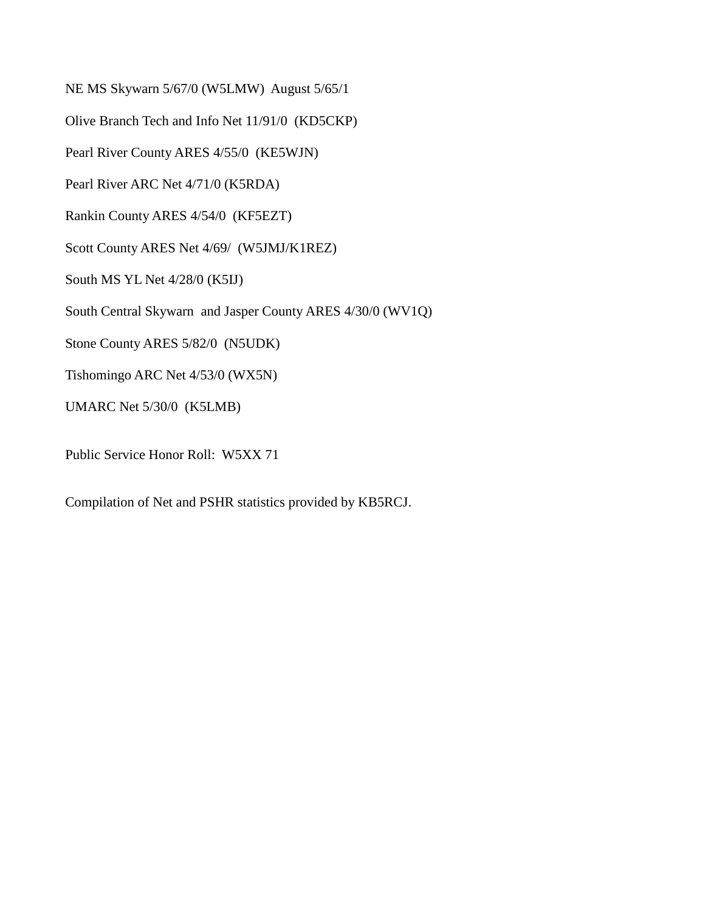NE MS Skywarn 5/67/0 (W5LMW)  August 5/65/1

Olive Branch Tech and Info Net 11/91/0  (KD5CKP)

Pearl River County ARES 4/55/0  (KE5WJN)

Pearl River ARC Net 4/71/0 (K5RDA)

Rankin County ARES 4/54/0  (KF5EZT)

Scott County ARES Net 4/69/  (W5JMJ/K1REZ)

South MS YL Net 4/28/0 (K5IJ)

South Central Skywarn  and Jasper County ARES 4/30/0 (WV1Q)

Stone County ARES 5/82/0  (N5UDK)

Tishomingo ARC Net 4/53/0 (WX5N)

UMARC Net 5/30/0  (K5LMB)

Public Service Honor Roll:  W5XX 71

Compilation of Net and PSHR statistics provided by KB5RCJ.